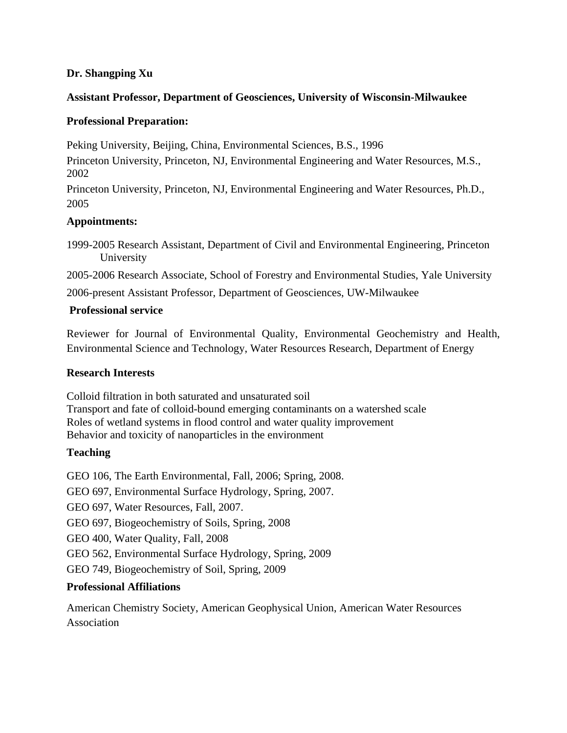**Dr. Shangping Xu**

**Assistant Professor, Department of Geosciences, University of Wisconsin-Milwaukee**

**Professional Preparation:**

Peking University, Beijing, China, Environmental Sciences, B.S., 1996

Princeton University, Princeton, NJ, Environmental Engineering and Water Resources, M.S., 2002

Princeton University, Princeton, NJ, Environmental Engineering and Water Resources, Ph.D., 2005

**Appointments:**

1999-2005 Research Assistant, Department of Civil and Environmental Engineering, Princeton University

2005-2006 Research Associate, School of Forestry and Environmental Studies, Yale University

2006-present Assistant Professor, Department of Geosciences, UW-Milwaukee

**Professional service**

Reviewer for Journal of Environmental Quality, Environmental Geochemistry and Health, Environmental Science and Technology, Water Resources Research, Department of Energy

**Research Interests**

Colloid filtration in both saturated and unsaturated soil
Transport and fate of colloid-bound emerging contaminants on a watershed scale
Roles of wetland systems in flood control and water quality improvement
Behavior and toxicity of nanoparticles in the environment

**Teaching**

GEO 106, The Earth Environmental, Fall, 2006; Spring, 2008.

GEO 697, Environmental Surface Hydrology, Spring, 2007.

GEO 697, Water Resources, Fall, 2007.

GEO 697, Biogeochemistry of Soils, Spring, 2008

GEO 400, Water Quality, Fall, 2008

GEO 562, Environmental Surface Hydrology, Spring, 2009

GEO 749, Biogeochemistry of Soil, Spring, 2009

**Professional Affiliations**

American Chemistry Society, American Geophysical Union, American Water Resources Association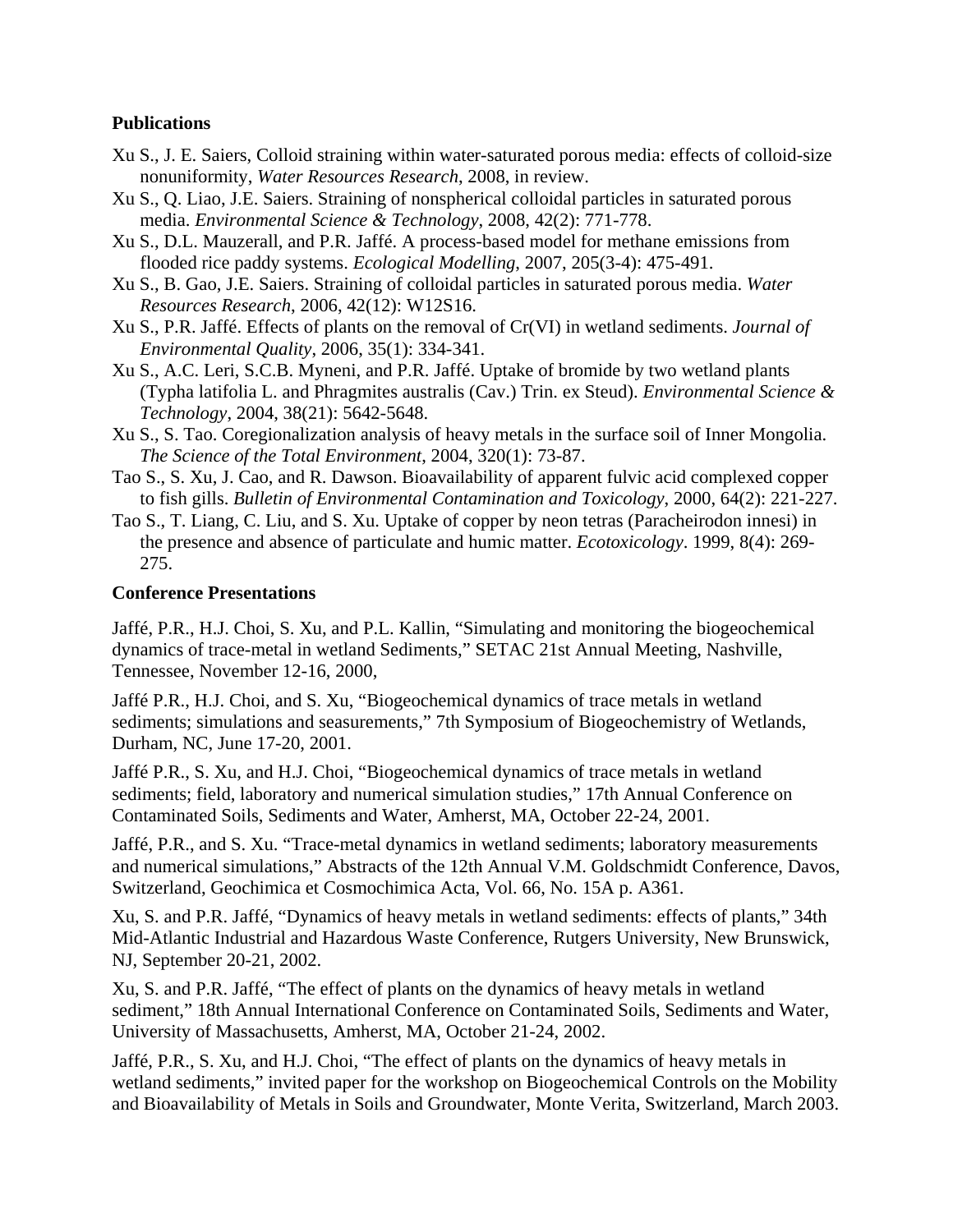**Publications**

Xu S., J. E. Saiers, Colloid straining within water-saturated porous media: effects of colloid-size nonuniformity, *Water Resources Research*, 2008, in review.

Xu S., Q. Liao, J.E. Saiers. Straining of nonspherical colloidal particles in saturated porous media. *Environmental Science & Technology*, 2008, 42(2): 771-778.

Xu S., D.L. Mauzerall, and P.R. Jaffé. A process-based model for methane emissions from flooded rice paddy systems. *Ecological Modelling*, 2007, 205(3-4): 475-491.

Xu S., B. Gao, J.E. Saiers. Straining of colloidal particles in saturated porous media. *Water Resources Research*, 2006, 42(12): W12S16.

Xu S., P.R. Jaffé. Effects of plants on the removal of Cr(VI) in wetland sediments. *Journal of Environmental Quality*, 2006, 35(1): 334-341.

Xu S., A.C. Leri, S.C.B. Myneni, and P.R. Jaffé. Uptake of bromide by two wetland plants (Typha latifolia L. and Phragmites australis (Cav.) Trin. ex Steud). *Environmental Science & Technology*, 2004, 38(21): 5642-5648.

Xu S., S. Tao. Coregionalization analysis of heavy metals in the surface soil of Inner Mongolia. *The Science of the Total Environment*, 2004, 320(1): 73-87.

Tao S., S. Xu, J. Cao, and R. Dawson. Bioavailability of apparent fulvic acid complexed copper to fish gills. *Bulletin of Environmental Contamination and Toxicology*, 2000, 64(2): 221-227.

Tao S., T. Liang, C. Liu, and S. Xu. Uptake of copper by neon tetras (Paracheirodon innesi) in the presence and absence of particulate and humic matter. *Ecotoxicology*. 1999, 8(4): 269-275.

**Conference Presentations**

Jaffé, P.R., H.J. Choi, S. Xu, and P.L. Kallin, "Simulating and monitoring the biogeochemical dynamics of trace-metal in wetland Sediments," SETAC 21st Annual Meeting, Nashville, Tennessee, November 12-16, 2000,

Jaffé P.R., H.J. Choi, and S. Xu, "Biogeochemical dynamics of trace metals in wetland sediments; simulations and seasurements," 7th Symposium of Biogeochemistry of Wetlands, Durham, NC, June 17-20, 2001.

Jaffé P.R., S. Xu, and H.J. Choi, "Biogeochemical dynamics of trace metals in wetland sediments; field, laboratory and numerical simulation studies," 17th Annual Conference on Contaminated Soils, Sediments and Water, Amherst, MA, October 22-24, 2001.

Jaffé, P.R., and S. Xu. "Trace-metal dynamics in wetland sediments; laboratory measurements and numerical simulations," Abstracts of the 12th Annual V.M. Goldschmidt Conference, Davos, Switzerland, Geochimica et Cosmochimica Acta, Vol. 66, No. 15A p. A361.

Xu, S. and P.R. Jaffé, "Dynamics of heavy metals in wetland sediments: effects of plants," 34th Mid-Atlantic Industrial and Hazardous Waste Conference, Rutgers University, New Brunswick, NJ, September 20-21, 2002.

Xu, S. and P.R. Jaffé, "The effect of plants on the dynamics of heavy metals in wetland sediment," 18th Annual International Conference on Contaminated Soils, Sediments and Water, University of Massachusetts, Amherst, MA, October 21-24, 2002.

Jaffé, P.R., S. Xu, and H.J. Choi, "The effect of plants on the dynamics of heavy metals in wetland sediments," invited paper for the workshop on Biogeochemical Controls on the Mobility and Bioavailability of Metals in Soils and Groundwater, Monte Verita, Switzerland, March 2003.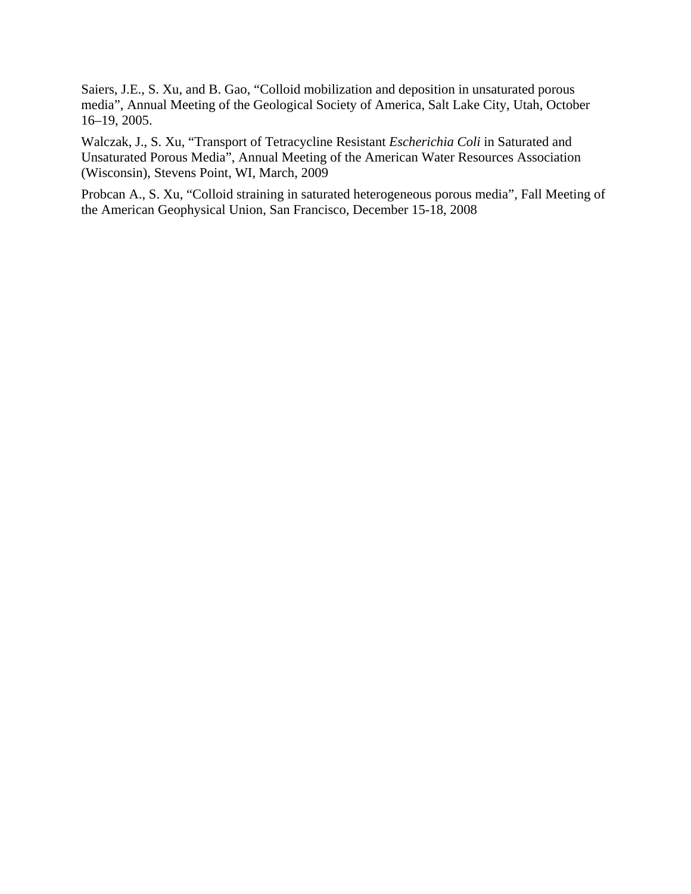Saiers, J.E., S. Xu, and B. Gao, "Colloid mobilization and deposition in unsaturated porous media", Annual Meeting of the Geological Society of America, Salt Lake City, Utah, October 16–19, 2005.

Walczak, J., S. Xu, "Transport of Tetracycline Resistant *Escherichia Coli* in Saturated and Unsaturated Porous Media", Annual Meeting of the American Water Resources Association (Wisconsin), Stevens Point, WI, March, 2009

Probcan A., S. Xu, "Colloid straining in saturated heterogeneous porous media", Fall Meeting of the American Geophysical Union, San Francisco, December 15-18, 2008